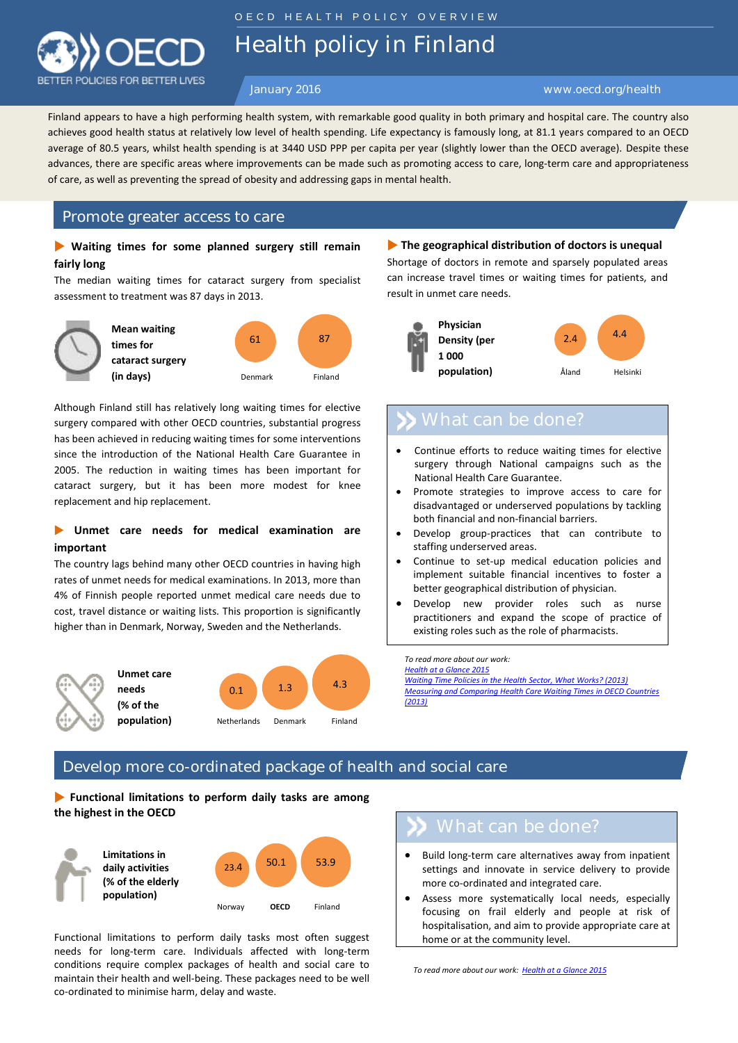OECD HEALTH POLICY OVERVIEW

# Health policy in Finland

January 2016 · www.oecd.org/health

Finland appears to have a high performing health system, with remarkable good quality in both primary and hospital care. The country also achieves good health status at relatively low level of health spending. Life expectancy is famously long, at 81.1 years compared to an OECD average of 80.5 years, whilst health spending is at 3440 USD PPP per capita per year (slightly lower than the OECD average). Despite these advances, there are specific areas where improvements can be made such as promoting access to care, long-term care and appropriateness of care, as well as preventing the spread of obesity and addressing gaps in mental health.

## Promote greater access to care

### ▶ Waiting times for some planned surgery still remain fairly long

The median waiting times for cataract surgery from specialist assessment to treatment was 87 days in 2013.

**Mean waiting times for cataract surgery (in days)**

| Denmark | Finland |
|---|---|
| 61 | 87 |

Although Finland still has relatively long waiting times for elective surgery compared with other OECD countries, substantial progress has been achieved in reducing waiting times for some interventions since the introduction of the National Health Care Guarantee in 2005. The reduction in waiting times has been important for cataract surgery, but it has been more modest for knee replacement and hip replacement.

### ▶ Unmet care needs for medical examination are important

The country lags behind many other OECD countries in having high rates of unmet needs for medical examinations. In 2013, more than 4% of Finnish people reported unmet medical care needs due to cost, travel distance or waiting lists. This proportion is significantly higher than in Denmark, Norway, Sweden and the Netherlands.

**Unmet care needs (% of the population)**

| Netherlands | Denmark | Finland |
|---|---|---|
| 0.1 | 1.3 | 4.3 |

### ▶ The geographical distribution of doctors is unequal

Shortage of doctors in remote and sparsely populated areas can increase travel times or waiting times for patients, and result in unmet care needs.

**Physician Density (per 1 000 population)**

| Åland | Helsinki |
|---|---|
| 2.4 | 4.4 |

### What can be done?

- Continue efforts to reduce waiting times for elective surgery through National campaigns such as the National Health Care Guarantee.
- Promote strategies to improve access to care for disadvantaged or underserved populations by tackling both financial and non-financial barriers.
- Develop group-practices that can contribute to staffing underserved areas.
- Continue to set-up medical education policies and implement suitable financial incentives to foster a better geographical distribution of physician.
- Develop new provider roles such as nurse practitioners and expand the scope of practice of existing roles such as the role of pharmacists.

*To read more about our work:*
*Health at a Glance 2015*
*Waiting Time Policies in the Health Sector, What Works? (2013)*
*Measuring and Comparing Health Care Waiting Times in OECD Countries (2013)*

## Develop more co-ordinated package of health and social care

### ▶ Functional limitations to perform daily tasks are among the highest in the OECD

**Limitations in daily activities (% of the elderly population)**

| Norway | OECD | Finland |
|---|---|---|
| 23.4 | 50.1 | 53.9 |

Functional limitations to perform daily tasks most often suggest needs for long-term care. Individuals affected with long-term conditions require complex packages of health and social care to maintain their health and well-being. These packages need to be well co-ordinated to minimise harm, delay and waste.

### What can be done?

- Build long-term care alternatives away from inpatient settings and innovate in service delivery to provide more co-ordinated and integrated care.
- Assess more systematically local needs, especially focusing on frail elderly and people at risk of hospitalisation, and aim to provide appropriate care at home or at the community level.

*To read more about our work: Health at a Glance 2015*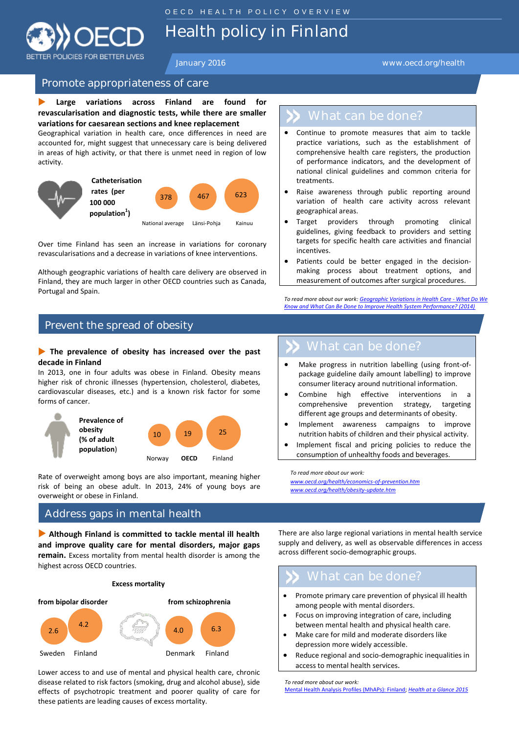# Health policy in Finland

OECD HEALTH POLICY OVERVIEW

January 2016

www.oecd.org/health

## Promote appropriateness of care

**Large variations across Finland are found for revascularisation and diagnostic tests, while there are smaller variations for caesarean sections and knee replacement**

Geographical variation in health care, once differences in need are accounted for, might suggest that unnecessary care is being delivered in areas of high activity, or that there is unmet need in region of low activity.

**Catheterisation rates (per 100 000 population[1])**

378 National average
467 Länsi-Pohja
623 Kainuu

Over time Finland has seen an increase in variations for coronary revascularisations and a decrease in variations of knee interventions.

Although geographic variations of health care delivery are observed in Finland, they are much larger in other OECD countries such as Canada, Portugal and Spain.

### What can be done?

- Continue to promote measures that aim to tackle practice variations, such as the establishment of comprehensive health care registers, the production of performance indicators, and the development of national clinical guidelines and common criteria for treatments.
- Raise awareness through public reporting around variation of health care activity across relevant geographical areas.
- Target providers through promoting clinical guidelines, giving feedback to providers and setting targets for specific health care activities and financial incentives.
- Patients could be better engaged in the decision-making process about treatment options, and measurement of outcomes after surgical procedures.

*To read more about our work: Geographic Variations in Health Care - What Do We Know and What Can Be Done to Improve Health System Performance? (2014)*

## Prevent the spread of obesity

**The prevalence of obesity has increased over the past decade in Finland**

In 2013, one in four adults was obese in Finland. Obesity means higher risk of chronic illnesses (hypertension, cholesterol, diabetes, cardiovascular diseases, etc.) and is a known risk factor for some forms of cancer.

**Prevalence of obesity (% of adult population)**

10 Norway
19 **OECD**
25 Finland

Rate of overweight among boys are also important, meaning higher risk of being an obese adult. In 2013, 24% of young boys are overweight or obese in Finland.

### What can be done?

- Make progress in nutrition labelling (using front-of-package guideline daily amount labelling) to improve consumer literacy around nutritional information.
- Combine high effective interventions in a comprehensive prevention strategy, targeting different age groups and determinants of obesity.
- Implement awareness campaigns to improve nutrition habits of children and their physical activity.
- Implement fiscal and pricing policies to reduce the consumption of unhealthy foods and beverages.

*To read more about our work:*
*www.oecd.org/health/economics-of-prevention.htm*
*www.oecd.org/health/obesity-update.htm*

## Address gaps in mental health

**Although Finland is committed to tackle mental ill health and improve quality care for mental disorders, major gaps remain.** Excess mortality from mental health disorder is among the highest across OECD countries.

**Excess mortality**

**from bipolar disorder**
2.6 Sweden
4.2 Finland

**from schizophrenia**
4.0 Denmark
6.3 Finland

Lower access to and use of mental and physical health care, chronic disease related to risk factors (smoking, drug and alcohol abuse), side effects of psychotropic treatment and poorer quality of care for these patients are leading causes of excess mortality.

There are also large regional variations in mental health service supply and delivery, as well as observable differences in access across different socio-demographic groups.

### What can be done?

- Promote primary care prevention of physical ill health among people with mental disorders.
- Focus on improving integration of care, including between mental health and physical health care.
- Make care for mild and moderate disorders like depression more widely accessible.
- Reduce regional and socio-demographic inequalities in access to mental health services.

*To read more about our work:*
*Mental Health Analysis Profiles (MhAPs): Finland; Health at a Glance 2015*